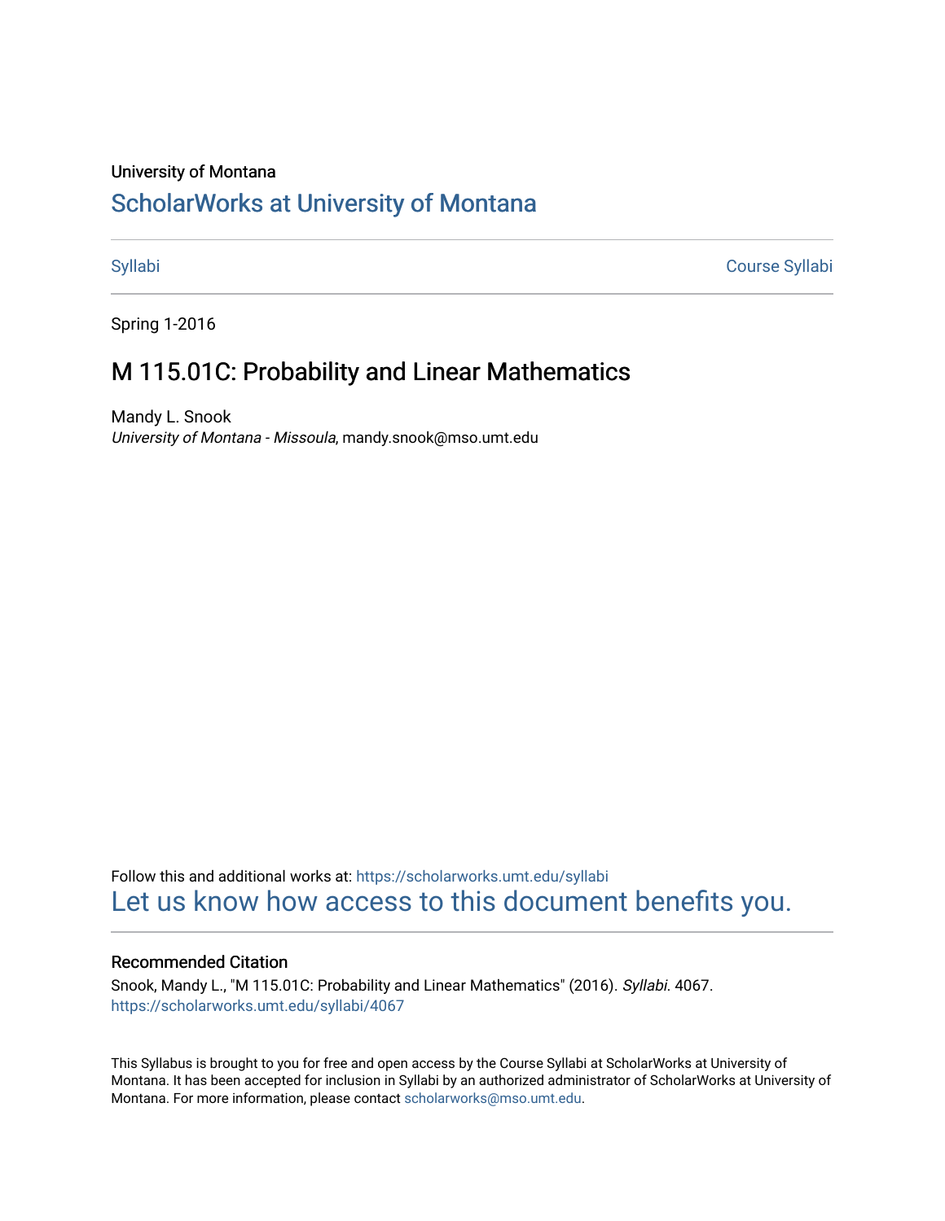University of Montana

# ScholarWorks at University of Montana

Syllabi | Course Syllabi

Spring 1-2016

## M 115.01C: Probability and Linear Mathematics

Mandy L. Snook
*University of Montana - Missoula*, mandy.snook@mso.umt.edu

Follow this and additional works at: https://scholarworks.umt.edu/syllabi

Let us know how access to this document benefits you.

### Recommended Citation

Snook, Mandy L., "M 115.01C: Probability and Linear Mathematics" (2016). *Syllabi*. 4067.
https://scholarworks.umt.edu/syllabi/4067

This Syllabus is brought to you for free and open access by the Course Syllabi at ScholarWorks at University of Montana. It has been accepted for inclusion in Syllabi by an authorized administrator of ScholarWorks at University of Montana. For more information, please contact scholarworks@mso.umt.edu.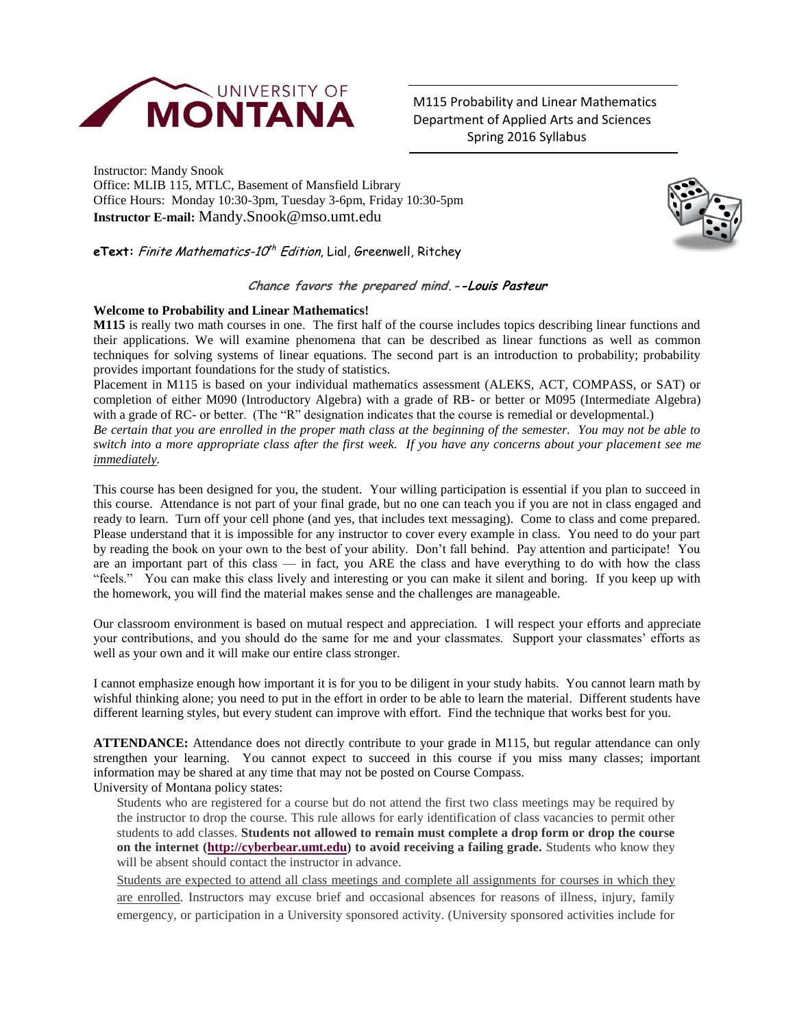M115 Probability and Linear Mathematics
Department of Applied Arts and Sciences
Spring 2016 Syllabus

Instructor: Mandy Snook
Office: MLIB 115, MTLC, Basement of Mansfield Library
Office Hours: Monday 10:30-3pm, Tuesday 3-6pm, Friday 10:30-5pm
**Instructor E-mail:** Mandy.Snook@mso.umt.edu

**eText:** *Finite Mathematics-10th Edition*, Lial, Greenwell, Ritchey

***Chance favors the prepared mind.--Louis Pasteur***

**Welcome to Probability and Linear Mathematics!**

**M115** is really two math courses in one. The first half of the course includes topics describing linear functions and their applications. We will examine phenomena that can be described as linear functions as well as common techniques for solving systems of linear equations. The second part is an introduction to probability; probability provides important foundations for the study of statistics.

Placement in M115 is based on your individual mathematics assessment (ALEKS, ACT, COMPASS, or SAT) or completion of either M090 (Introductory Algebra) with a grade of RB- or better or M095 (Intermediate Algebra) with a grade of RC- or better. (The "R" designation indicates that the course is remedial or developmental.)

*Be certain that you are enrolled in the proper math class at the beginning of the semester. You may not be able to switch into a more appropriate class after the first week. If you have any concerns about your placement see me immediately.*

This course has been designed for you, the student. Your willing participation is essential if you plan to succeed in this course. Attendance is not part of your final grade, but no one can teach you if you are not in class engaged and ready to learn. Turn off your cell phone (and yes, that includes text messaging). Come to class and come prepared. Please understand that it is impossible for any instructor to cover every example in class. You need to do your part by reading the book on your own to the best of your ability. Don't fall behind. Pay attention and participate! You are an important part of this class — in fact, you ARE the class and have everything to do with how the class "feels." You can make this class lively and interesting or you can make it silent and boring. If you keep up with the homework, you will find the material makes sense and the challenges are manageable.

Our classroom environment is based on mutual respect and appreciation. I will respect your efforts and appreciate your contributions, and you should do the same for me and your classmates. Support your classmates' efforts as well as your own and it will make our entire class stronger.

I cannot emphasize enough how important it is for you to be diligent in your study habits. You cannot learn math by wishful thinking alone; you need to put in the effort in order to be able to learn the material. Different students have different learning styles, but every student can improve with effort. Find the technique that works best for you.

**ATTENDANCE:** Attendance does not directly contribute to your grade in M115, but regular attendance can only strengthen your learning. You cannot expect to succeed in this course if you miss many classes; important information may be shared at any time that may not be posted on Course Compass.

University of Montana policy states:

> Students who are registered for a course but do not attend the first two class meetings may be required by the instructor to drop the course. This rule allows for early identification of class vacancies to permit other students to add classes. **Students not allowed to remain must complete a drop form or drop the course on the internet (http://cyberbear.umt.edu) to avoid receiving a failing grade.** Students who know they will be absent should contact the instructor in advance.
>
> Students are expected to attend all class meetings and complete all assignments for courses in which they are enrolled. Instructors may excuse brief and occasional absences for reasons of illness, injury, family emergency, or participation in a University sponsored activity. (University sponsored activities include for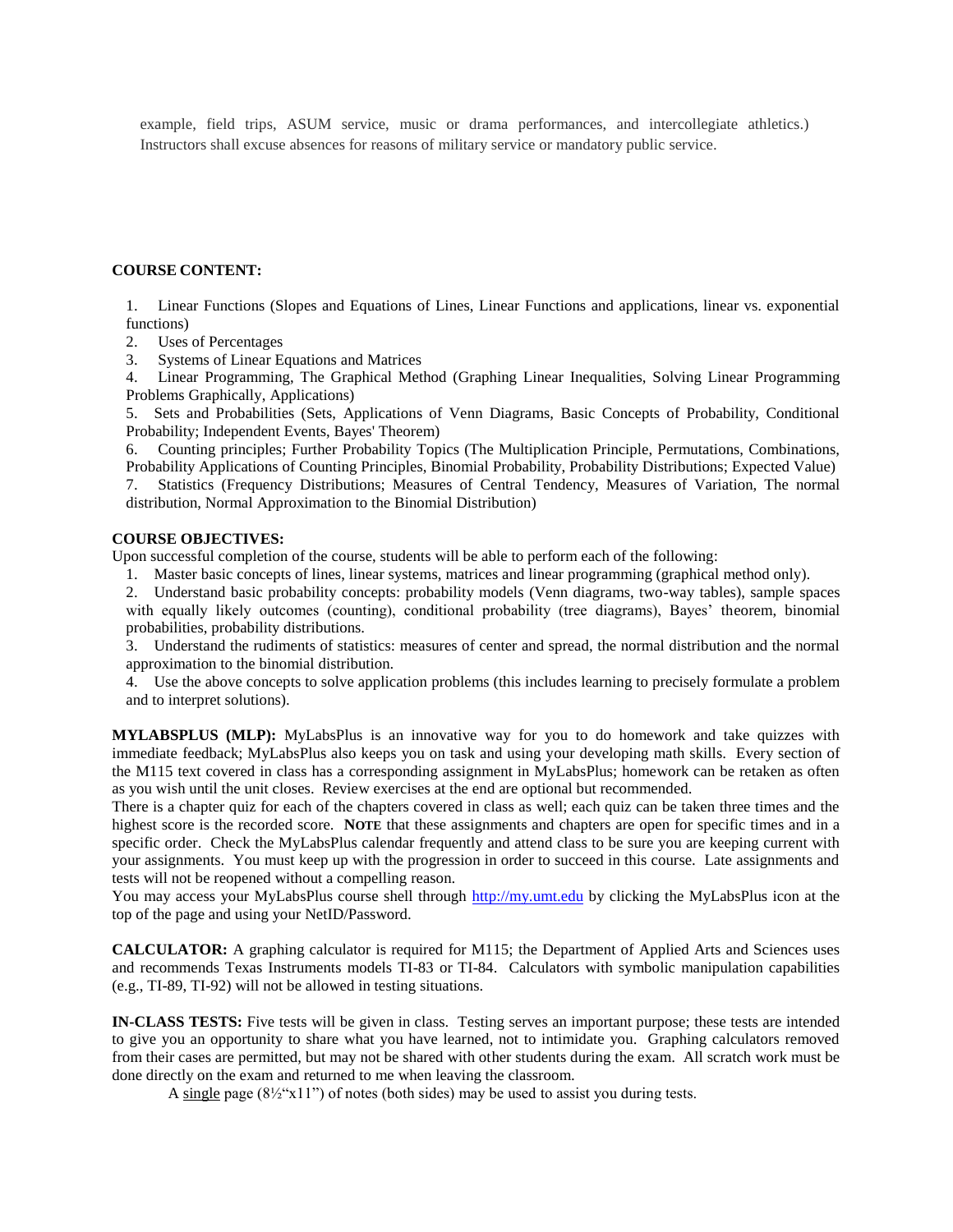example, field trips, ASUM service, music or drama performances, and intercollegiate athletics.) Instructors shall excuse absences for reasons of military service or mandatory public service.

**COURSE CONTENT:**

1. Linear Functions (Slopes and Equations of Lines, Linear Functions and applications, linear vs. exponential functions)
2. Uses of Percentages
3. Systems of Linear Equations and Matrices
4. Linear Programming, The Graphical Method (Graphing Linear Inequalities, Solving Linear Programming Problems Graphically, Applications)
5. Sets and Probabilities (Sets, Applications of Venn Diagrams, Basic Concepts of Probability, Conditional Probability; Independent Events, Bayes' Theorem)
6. Counting principles; Further Probability Topics (The Multiplication Principle, Permutations, Combinations, Probability Applications of Counting Principles, Binomial Probability, Probability Distributions; Expected Value)
7. Statistics (Frequency Distributions; Measures of Central Tendency, Measures of Variation, The normal distribution, Normal Approximation to the Binomial Distribution)

**COURSE OBJECTIVES:**

Upon successful completion of the course, students will be able to perform each of the following:

1. Master basic concepts of lines, linear systems, matrices and linear programming (graphical method only).
2. Understand basic probability concepts: probability models (Venn diagrams, two-way tables), sample spaces with equally likely outcomes (counting), conditional probability (tree diagrams), Bayes' theorem, binomial probabilities, probability distributions.
3. Understand the rudiments of statistics: measures of center and spread, the normal distribution and the normal approximation to the binomial distribution.
4. Use the above concepts to solve application problems (this includes learning to precisely formulate a problem and to interpret solutions).

**MYLABSPLUS (MLP):** MyLabsPlus is an innovative way for you to do homework and take quizzes with immediate feedback; MyLabsPlus also keeps you on task and using your developing math skills. Every section of the M115 text covered in class has a corresponding assignment in MyLabsPlus; homework can be retaken as often as you wish until the unit closes. Review exercises at the end are optional but recommended.

There is a chapter quiz for each of the chapters covered in class as well; each quiz can be taken three times and the highest score is the recorded score. **NOTE** that these assignments and chapters are open for specific times and in a specific order. Check the MyLabsPlus calendar frequently and attend class to be sure you are keeping current with your assignments. You must keep up with the progression in order to succeed in this course. Late assignments and tests will not be reopened without a compelling reason.

You may access your MyLabsPlus course shell through http://my.umt.edu by clicking the MyLabsPlus icon at the top of the page and using your NetID/Password.

**CALCULATOR:** A graphing calculator is required for M115; the Department of Applied Arts and Sciences uses and recommends Texas Instruments models TI-83 or TI-84. Calculators with symbolic manipulation capabilities (e.g., TI-89, TI-92) will not be allowed in testing situations.

**IN-CLASS TESTS:** Five tests will be given in class. Testing serves an important purpose; these tests are intended to give you an opportunity to share what you have learned, not to intimidate you. Graphing calculators removed from their cases are permitted, but may not be shared with other students during the exam. All scratch work must be done directly on the exam and returned to me when leaving the classroom.

A single page (8½"x11") of notes (both sides) may be used to assist you during tests.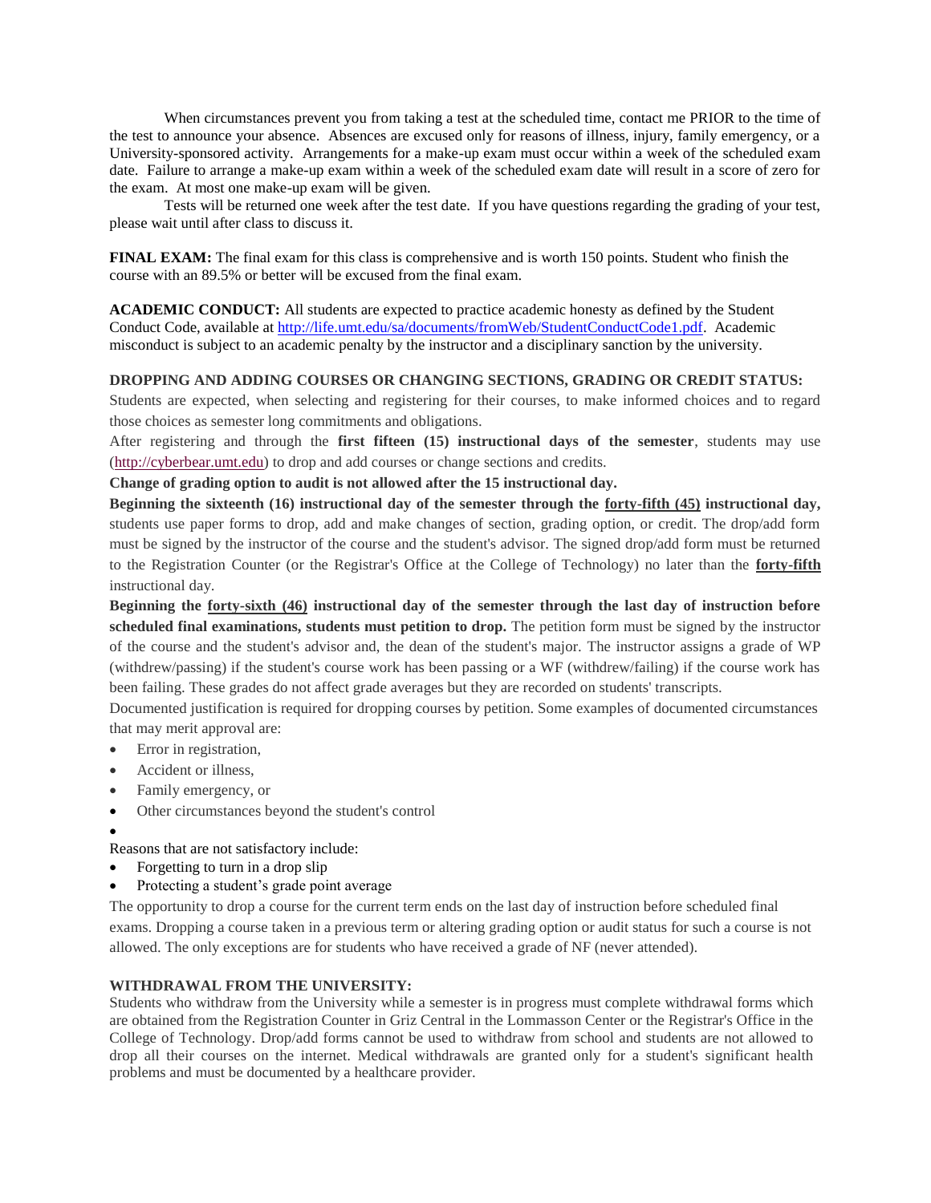When circumstances prevent you from taking a test at the scheduled time, contact me PRIOR to the time of the test to announce your absence. Absences are excused only for reasons of illness, injury, family emergency, or a University-sponsored activity. Arrangements for a make-up exam must occur within a week of the scheduled exam date. Failure to arrange a make-up exam within a week of the scheduled exam date will result in a score of zero for the exam. At most one make-up exam will be given.

Tests will be returned one week after the test date. If you have questions regarding the grading of your test, please wait until after class to discuss it.

**FINAL EXAM:** The final exam for this class is comprehensive and is worth 150 points. Student who finish the course with an 89.5% or better will be excused from the final exam.

**ACADEMIC CONDUCT:** All students are expected to practice academic honesty as defined by the Student Conduct Code, available at [http://life.umt.edu/sa/documents/fromWeb/StudentConductCode1.pdf](http://life.umt.edu/sa/documents/fromWeb/StudentConductCode1.pdf). Academic misconduct is subject to an academic penalty by the instructor and a disciplinary sanction by the university.

**DROPPING AND ADDING COURSES OR CHANGING SECTIONS, GRADING OR CREDIT STATUS:**

Students are expected, when selecting and registering for their courses, to make informed choices and to regard those choices as semester long commitments and obligations.

After registering and through the **first fifteen (15) instructional days of the semester**, students may use ([http://cyberbear.umt.edu](http://cyberbear.umt.edu)) to drop and add courses or change sections and credits.

**Change of grading option to audit is not allowed after the 15 instructional day.**

**Beginning the sixteenth (16) instructional day of the semester through the forty-fifth (45) instructional day,** students use paper forms to drop, add and make changes of section, grading option, or credit. The drop/add form must be signed by the instructor of the course and the student's advisor. The signed drop/add form must be returned to the Registration Counter (or the Registrar's Office at the College of Technology) no later than the **forty-fifth** instructional day.

**Beginning the forty-sixth (46) instructional day of the semester through the last day of instruction before scheduled final examinations, students must petition to drop.** The petition form must be signed by the instructor of the course and the student's advisor and, the dean of the student's major. The instructor assigns a grade of WP (withdrew/passing) if the student's course work has been passing or a WF (withdrew/failing) if the course work has been failing. These grades do not affect grade averages but they are recorded on students' transcripts.

Documented justification is required for dropping courses by petition. Some examples of documented circumstances that may merit approval are:

- Error in registration,
- Accident or illness,
- Family emergency, or
- Other circumstances beyond the student's control

Reasons that are not satisfactory include:

- Forgetting to turn in a drop slip
- Protecting a student's grade point average

The opportunity to drop a course for the current term ends on the last day of instruction before scheduled final exams. Dropping a course taken in a previous term or altering grading option or audit status for such a course is not allowed. The only exceptions are for students who have received a grade of NF (never attended).

**WITHDRAWAL FROM THE UNIVERSITY:**

Students who withdraw from the University while a semester is in progress must complete withdrawal forms which are obtained from the Registration Counter in Griz Central in the Lommasson Center or the Registrar's Office in the College of Technology. Drop/add forms cannot be used to withdraw from school and students are not allowed to drop all their courses on the internet. Medical withdrawals are granted only for a student's significant health problems and must be documented by a healthcare provider.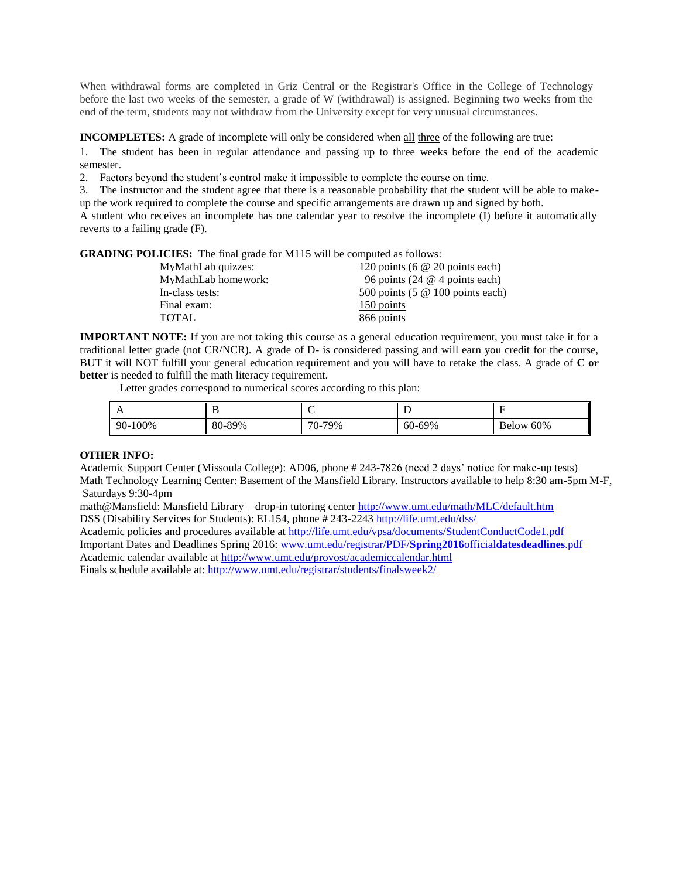When withdrawal forms are completed in Griz Central or the Registrar's Office in the College of Technology before the last two weeks of the semester, a grade of W (withdrawal) is assigned. Beginning two weeks from the end of the term, students may not withdraw from the University except for very unusual circumstances.

**INCOMPLETES:** A grade of incomplete will only be considered when all three of the following are true:

1. The student has been in regular attendance and passing up to three weeks before the end of the academic semester.
2. Factors beyond the student's control make it impossible to complete the course on time.
3. The instructor and the student agree that there is a reasonable probability that the student will be able to make-up the work required to complete the course and specific arrangements are drawn up and signed by both.

A student who receives an incomplete has one calendar year to resolve the incomplete (I) before it automatically reverts to a failing grade (F).

**GRADING POLICIES:** The final grade for M115 will be computed as follows:

| | |
|---|---|
| MyMathLab quizzes: | 120 points (6 @ 20 points each) |
| MyMathLab homework: | 96 points (24 @ 4 points each) |
| In-class tests: | 500 points (5 @ 100 points each) |
| Final exam: | 150 points |
| TOTAL | 866 points |

**IMPORTANT NOTE:** If you are not taking this course as a general education requirement, you must take it for a traditional letter grade (not CR/NCR). A grade of D- is considered passing and will earn you credit for the course, BUT it will NOT fulfill your general education requirement and you will have to retake the class. A grade of **C or better** is needed to fulfill the math literacy requirement.

Letter grades correspond to numerical scores according to this plan:

| A | B | C | D | F |
|---|---|---|---|---|
| 90-100% | 80-89% | 70-79% | 60-69% | Below 60% |

**OTHER INFO:**

Academic Support Center (Missoula College): AD06, phone # 243-7826 (need 2 days' notice for make-up tests)
Math Technology Learning Center: Basement of the Mansfield Library. Instructors available to help 8:30 am-5pm M-F, Saturdays 9:30-4pm
math@Mansfield: Mansfield Library – drop-in tutoring center http://www.umt.edu/math/MLC/default.htm
DSS (Disability Services for Students): EL154, phone # 243-2243 http://life.umt.edu/dss/
Academic policies and procedures available at http://life.umt.edu/vpsa/documents/StudentConductCode1.pdf
Important Dates and Deadlines Spring 2016: www.umt.edu/registrar/PDF/**Spring2016**official**datesdeadlines**.pdf
Academic calendar available at http://www.umt.edu/provost/academiccalendar.html
Finals schedule available at: http://www.umt.edu/registrar/students/finalsweek2/